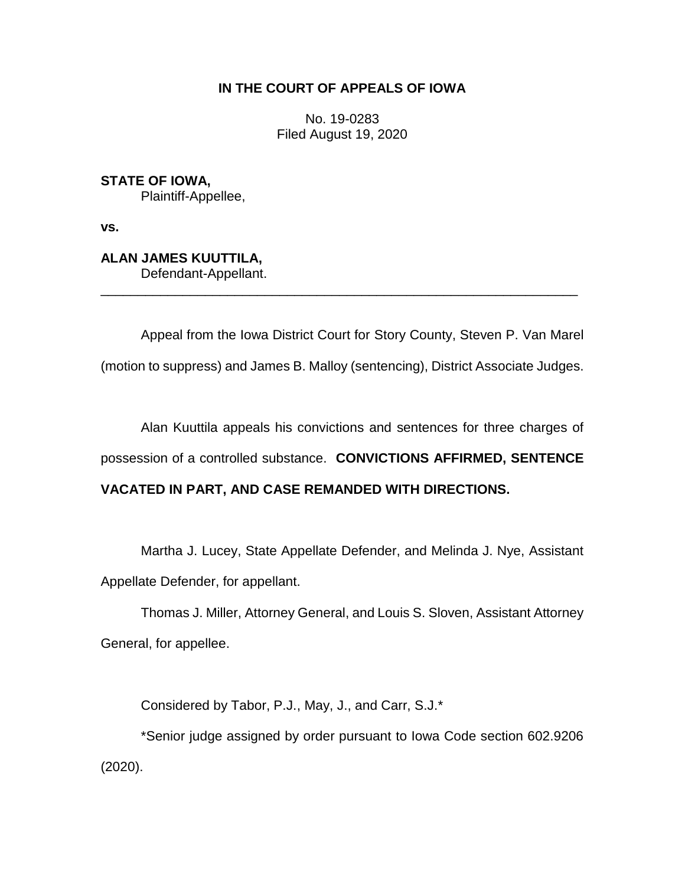# IN THE COURT OF APPEALS OF IOWA

No. 19-0283
Filed August 19, 2020

**STATE OF IOWA,**
Plaintiff-Appellee,

**vs.**

**ALAN JAMES KUUTTILA,**
Defendant-Appellant.

---

Appeal from the Iowa District Court for Story County, Steven P. Van Marel (motion to suppress) and James B. Malloy (sentencing), District Associate Judges.

Alan Kuuttila appeals his convictions and sentences for three charges of possession of a controlled substance. **CONVICTIONS AFFIRMED, SENTENCE VACATED IN PART, AND CASE REMANDED WITH DIRECTIONS.**

Martha J. Lucey, State Appellate Defender, and Melinda J. Nye, Assistant Appellate Defender, for appellant.

Thomas J. Miller, Attorney General, and Louis S. Sloven, Assistant Attorney General, for appellee.

Considered by Tabor, P.J., May, J., and Carr, S.J.*

*Senior judge assigned by order pursuant to Iowa Code section 602.9206 (2020).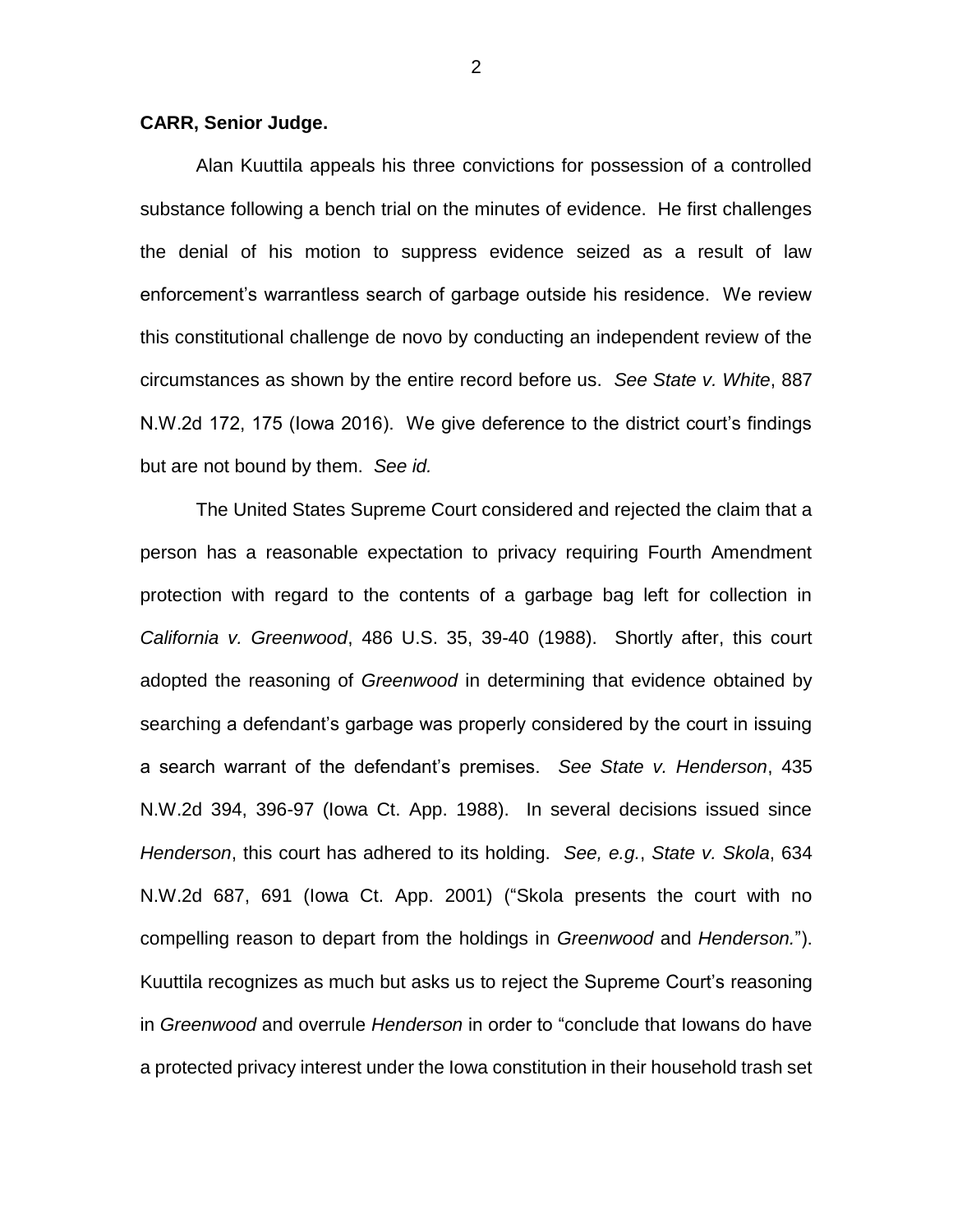**CARR, Senior Judge.**

Alan Kuuttila appeals his three convictions for possession of a controlled substance following a bench trial on the minutes of evidence. He first challenges the denial of his motion to suppress evidence seized as a result of law enforcement's warrantless search of garbage outside his residence. We review this constitutional challenge de novo by conducting an independent review of the circumstances as shown by the entire record before us. *See State v. White*, 887 N.W.2d 172, 175 (Iowa 2016). We give deference to the district court's findings but are not bound by them. *See id.*

The United States Supreme Court considered and rejected the claim that a person has a reasonable expectation to privacy requiring Fourth Amendment protection with regard to the contents of a garbage bag left for collection in *California v. Greenwood*, 486 U.S. 35, 39-40 (1988). Shortly after, this court adopted the reasoning of *Greenwood* in determining that evidence obtained by searching a defendant's garbage was properly considered by the court in issuing a search warrant of the defendant's premises. *See State v. Henderson*, 435 N.W.2d 394, 396-97 (Iowa Ct. App. 1988). In several decisions issued since *Henderson*, this court has adhered to its holding. *See, e.g.*, *State v. Skola*, 634 N.W.2d 687, 691 (Iowa Ct. App. 2001) ("Skola presents the court with no compelling reason to depart from the holdings in *Greenwood* and *Henderson.*"). Kuuttila recognizes as much but asks us to reject the Supreme Court's reasoning in *Greenwood* and overrule *Henderson* in order to "conclude that Iowans do have a protected privacy interest under the Iowa constitution in their household trash set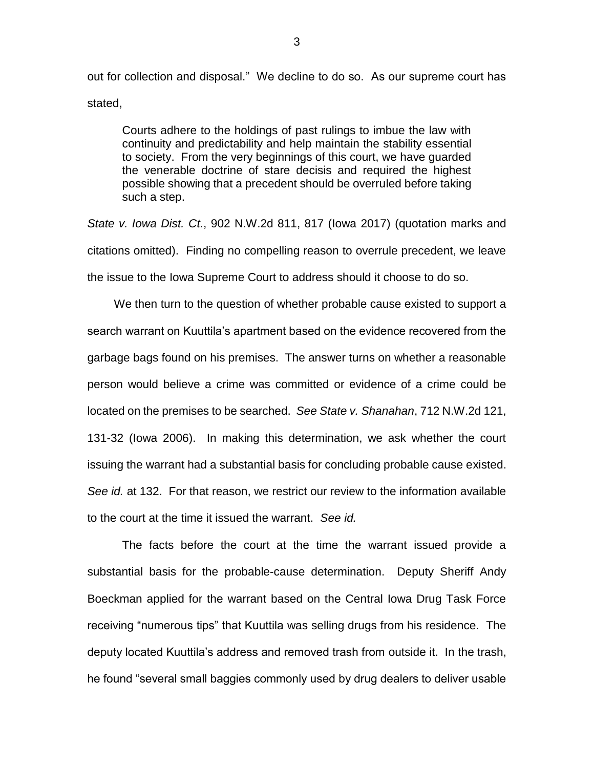out for collection and disposal." We decline to do so. As our supreme court has stated,

> Courts adhere to the holdings of past rulings to imbue the law with continuity and predictability and help maintain the stability essential to society. From the very beginnings of this court, we have guarded the venerable doctrine of stare decisis and required the highest possible showing that a precedent should be overruled before taking such a step.

*State v. Iowa Dist. Ct.*, 902 N.W.2d 811, 817 (Iowa 2017) (quotation marks and citations omitted). Finding no compelling reason to overrule precedent, we leave the issue to the Iowa Supreme Court to address should it choose to do so.

We then turn to the question of whether probable cause existed to support a search warrant on Kuuttila's apartment based on the evidence recovered from the garbage bags found on his premises. The answer turns on whether a reasonable person would believe a crime was committed or evidence of a crime could be located on the premises to be searched. *See State v. Shanahan*, 712 N.W.2d 121, 131-32 (Iowa 2006). In making this determination, we ask whether the court issuing the warrant had a substantial basis for concluding probable cause existed. *See id.* at 132. For that reason, we restrict our review to the information available to the court at the time it issued the warrant. *See id.*

The facts before the court at the time the warrant issued provide a substantial basis for the probable-cause determination. Deputy Sheriff Andy Boeckman applied for the warrant based on the Central Iowa Drug Task Force receiving "numerous tips" that Kuuttila was selling drugs from his residence. The deputy located Kuuttila's address and removed trash from outside it. In the trash, he found "several small baggies commonly used by drug dealers to deliver usable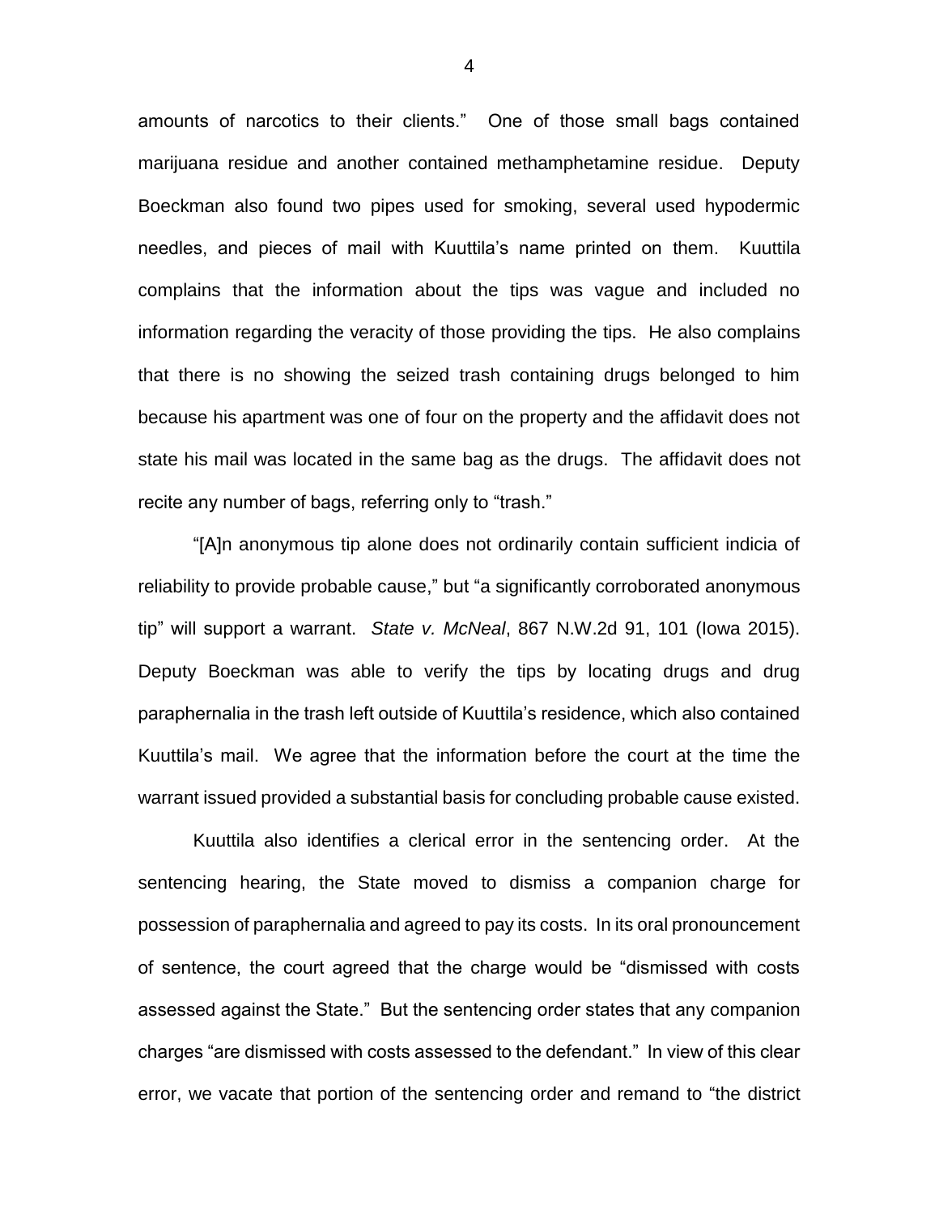amounts of narcotics to their clients." One of those small bags contained marijuana residue and another contained methamphetamine residue. Deputy Boeckman also found two pipes used for smoking, several used hypodermic needles, and pieces of mail with Kuuttila's name printed on them. Kuuttila complains that the information about the tips was vague and included no information regarding the veracity of those providing the tips. He also complains that there is no showing the seized trash containing drugs belonged to him because his apartment was one of four on the property and the affidavit does not state his mail was located in the same bag as the drugs. The affidavit does not recite any number of bags, referring only to "trash."

"[A]n anonymous tip alone does not ordinarily contain sufficient indicia of reliability to provide probable cause," but "a significantly corroborated anonymous tip" will support a warrant. *State v. McNeal*, 867 N.W.2d 91, 101 (Iowa 2015). Deputy Boeckman was able to verify the tips by locating drugs and drug paraphernalia in the trash left outside of Kuuttila's residence, which also contained Kuuttila's mail. We agree that the information before the court at the time the warrant issued provided a substantial basis for concluding probable cause existed.

Kuuttila also identifies a clerical error in the sentencing order. At the sentencing hearing, the State moved to dismiss a companion charge for possession of paraphernalia and agreed to pay its costs. In its oral pronouncement of sentence, the court agreed that the charge would be "dismissed with costs assessed against the State." But the sentencing order states that any companion charges "are dismissed with costs assessed to the defendant." In view of this clear error, we vacate that portion of the sentencing order and remand to "the district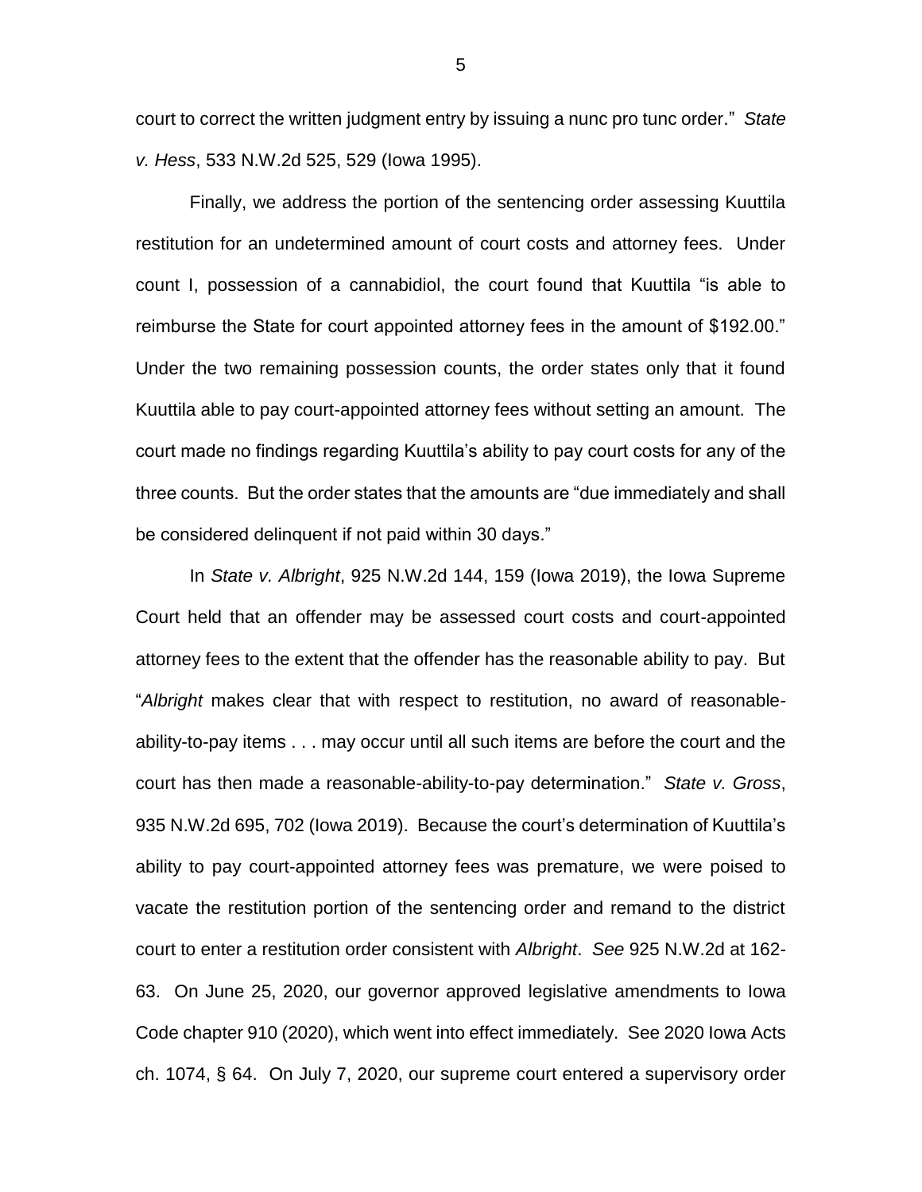court to correct the written judgment entry by issuing a nunc pro tunc order." *State v. Hess*, 533 N.W.2d 525, 529 (Iowa 1995).

Finally, we address the portion of the sentencing order assessing Kuuttila restitution for an undetermined amount of court costs and attorney fees. Under count I, possession of a cannabidiol, the court found that Kuuttila "is able to reimburse the State for court appointed attorney fees in the amount of $192.00." Under the two remaining possession counts, the order states only that it found Kuuttila able to pay court-appointed attorney fees without setting an amount. The court made no findings regarding Kuuttila's ability to pay court costs for any of the three counts. But the order states that the amounts are "due immediately and shall be considered delinquent if not paid within 30 days."

In *State v. Albright*, 925 N.W.2d 144, 159 (Iowa 2019), the Iowa Supreme Court held that an offender may be assessed court costs and court-appointed attorney fees to the extent that the offender has the reasonable ability to pay. But "*Albright* makes clear that with respect to restitution, no award of reasonable-ability-to-pay items . . . may occur until all such items are before the court and the court has then made a reasonable-ability-to-pay determination." *State v. Gross*, 935 N.W.2d 695, 702 (Iowa 2019). Because the court's determination of Kuuttila's ability to pay court-appointed attorney fees was premature, we were poised to vacate the restitution portion of the sentencing order and remand to the district court to enter a restitution order consistent with *Albright*. *See* 925 N.W.2d at 162-63. On June 25, 2020, our governor approved legislative amendments to Iowa Code chapter 910 (2020), which went into effect immediately. See 2020 Iowa Acts ch. 1074, § 64. On July 7, 2020, our supreme court entered a supervisory order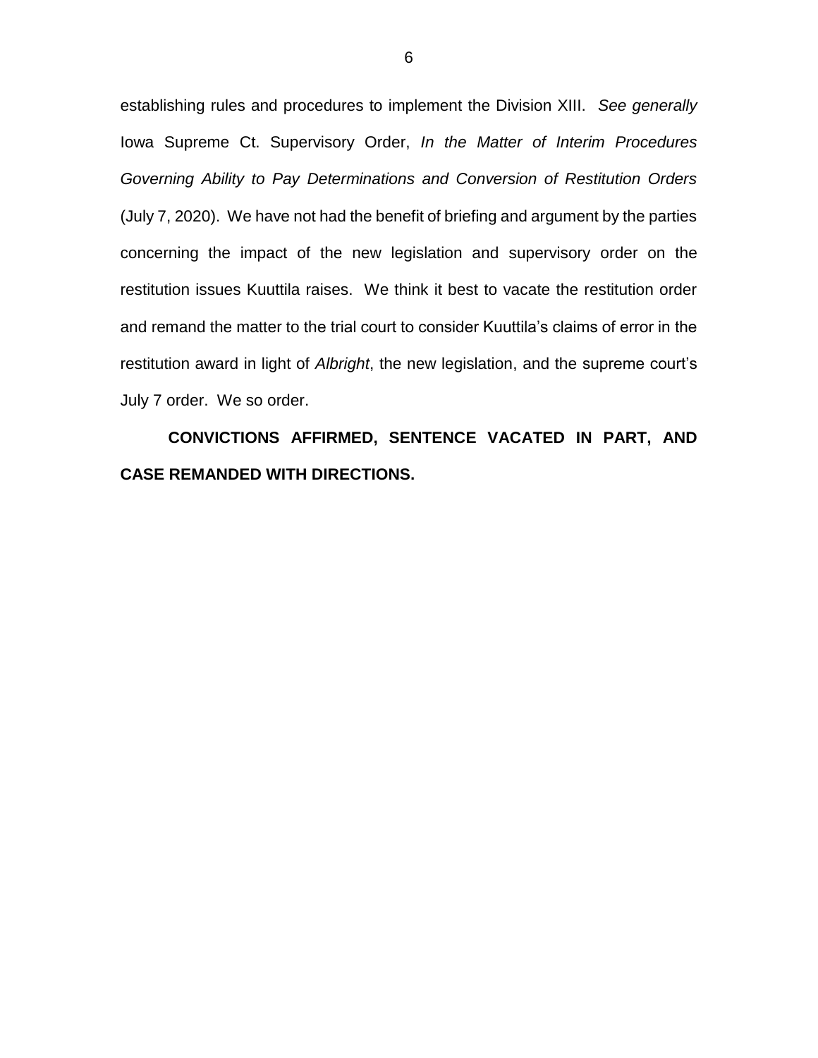establishing rules and procedures to implement the Division XIII. *See generally* Iowa Supreme Ct. Supervisory Order, *In the Matter of Interim Procedures Governing Ability to Pay Determinations and Conversion of Restitution Orders* (July 7, 2020). We have not had the benefit of briefing and argument by the parties concerning the impact of the new legislation and supervisory order on the restitution issues Kuuttila raises. We think it best to vacate the restitution order and remand the matter to the trial court to consider Kuuttila's claims of error in the restitution award in light of *Albright*, the new legislation, and the supreme court's July 7 order. We so order.

**CONVICTIONS AFFIRMED, SENTENCE VACATED IN PART, AND CASE REMANDED WITH DIRECTIONS.**